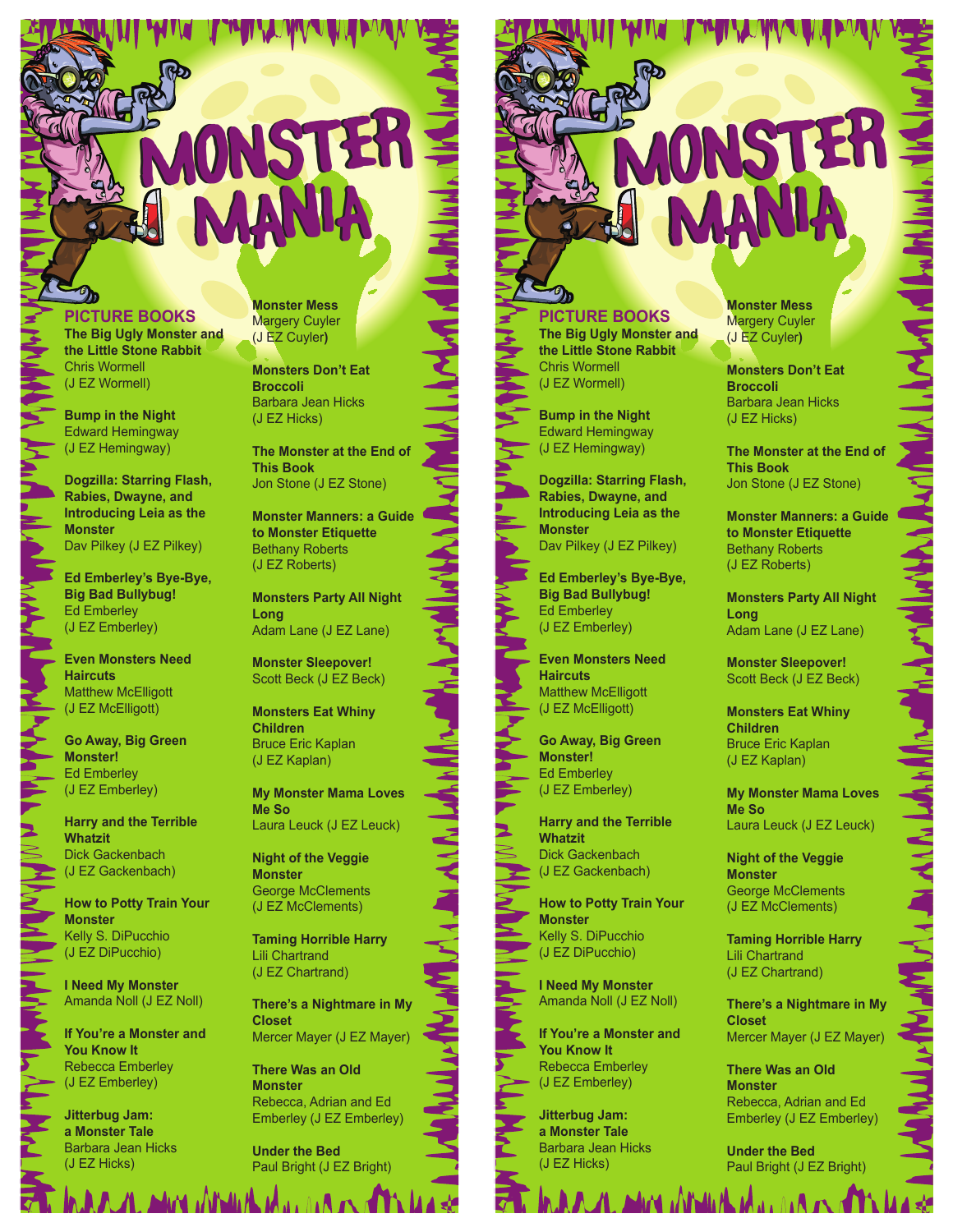# MONSTER MANIA

## PICTURE BOOKS

**The Big Ugly Monster and the Little Stone Rabbit**
Chris Wormell
(J EZ Wormell)

**Bump in the Night**
Edward Hemingway
(J EZ Hemingway)

**Dogzilla: Starring Flash, Rabies, Dwayne, and Introducing Leia as the Monster**
Dav Pilkey (J EZ Pilkey)

**Ed Emberley's Bye-Bye, Big Bad Bullybug!**
Ed Emberley
(J EZ Emberley)

**Even Monsters Need Haircuts**
Matthew McElligott
(J EZ McElligott)

**Go Away, Big Green Monster!**
Ed Emberley
(J EZ Emberley)

**Harry and the Terrible Whatzit**
Dick Gackenbach
(J EZ Gackenbach)

**How to Potty Train Your Monster**
Kelly S. DiPucchio
(J EZ DiPucchio)

**I Need My Monster**
Amanda Noll (J EZ Noll)

**If You're a Monster and You Know It**
Rebecca Emberley
(J EZ Emberley)

**Jitterbug Jam: a Monster Tale**
Barbara Jean Hicks
(J EZ Hicks)

**Monster Mess**
Margery Cuyler
(J EZ Cuyler)

**Monsters Don't Eat Broccoli**
Barbara Jean Hicks
(J EZ Hicks)

**The Monster at the End of This Book**
Jon Stone (J EZ Stone)

**Monster Manners: a Guide to Monster Etiquette**
Bethany Roberts
(J EZ Roberts)

**Monsters Party All Night Long**
Adam Lane (J EZ Lane)

**Monster Sleepover!**
Scott Beck (J EZ Beck)

**Monsters Eat Whiny Children**
Bruce Eric Kaplan
(J EZ Kaplan)

**My Monster Mama Loves Me So**
Laura Leuck (J EZ Leuck)

**Night of the Veggie Monster**
George McClements
(J EZ McClements)

**Taming Horrible Harry**
Lili Chartrand
(J EZ Chartrand)

**There's a Nightmare in My Closet**
Mercer Mayer (J EZ Mayer)

**There Was an Old Monster**
Rebecca, Adrian and Ed Emberley (J EZ Emberley)

**Under the Bed**
Paul Bright (J EZ Bright)

# MONSTER MANIA

## PICTURE BOOKS

**The Big Ugly Monster and the Little Stone Rabbit**
Chris Wormell
(J EZ Wormell)

**Bump in the Night**
Edward Hemingway
(J EZ Hemingway)

**Dogzilla: Starring Flash, Rabies, Dwayne, and Introducing Leia as the Monster**
Dav Pilkey (J EZ Pilkey)

**Ed Emberley's Bye-Bye, Big Bad Bullybug!**
Ed Emberley
(J EZ Emberley)

**Even Monsters Need Haircuts**
Matthew McElligott
(J EZ McElligott)

**Go Away, Big Green Monster!**
Ed Emberley
(J EZ Emberley)

**Harry and the Terrible Whatzit**
Dick Gackenbach
(J EZ Gackenbach)

**How to Potty Train Your Monster**
Kelly S. DiPucchio
(J EZ DiPucchio)

**I Need My Monster**
Amanda Noll (J EZ Noll)

**If You're a Monster and You Know It**
Rebecca Emberley
(J EZ Emberley)

**Jitterbug Jam: a Monster Tale**
Barbara Jean Hicks
(J EZ Hicks)

**Monster Mess**
Margery Cuyler
(J EZ Cuyler)

**Monsters Don't Eat Broccoli**
Barbara Jean Hicks
(J EZ Hicks)

**The Monster at the End of This Book**
Jon Stone (J EZ Stone)

**Monster Manners: a Guide to Monster Etiquette**
Bethany Roberts
(J EZ Roberts)

**Monsters Party All Night Long**
Adam Lane (J EZ Lane)

**Monster Sleepover!**
Scott Beck (J EZ Beck)

**Monsters Eat Whiny Children**
Bruce Eric Kaplan
(J EZ Kaplan)

**My Monster Mama Loves Me So**
Laura Leuck (J EZ Leuck)

**Night of the Veggie Monster**
George McClements
(J EZ McClements)

**Taming Horrible Harry**
Lili Chartrand
(J EZ Chartrand)

**There's a Nightmare in My Closet**
Mercer Mayer (J EZ Mayer)

**There Was an Old Monster**
Rebecca, Adrian and Ed Emberley (J EZ Emberley)

**Under the Bed**
Paul Bright (J EZ Bright)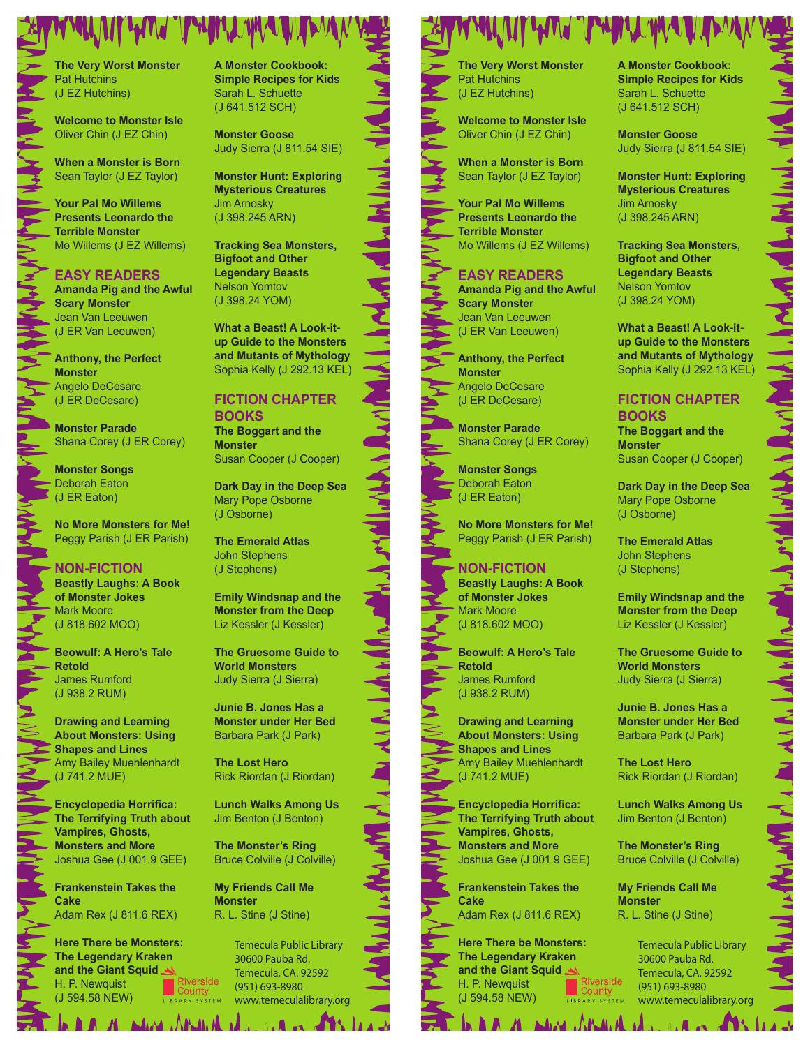**The Very Worst Monster**
Pat Hutchins
(J EZ Hutchins)

**Welcome to Monster Isle**
Oliver Chin (J EZ Chin)

**When a Monster is Born**
Sean Taylor (J EZ Taylor)

**Your Pal Mo Willems Presents Leonardo the Terrible Monster**
Mo Willems (J EZ Willems)

## EASY READERS

**Amanda Pig and the Awful Scary Monster**
Jean Van Leeuwen
(J ER Van Leeuwen)

**Anthony, the Perfect Monster**
Angelo DeCesare
(J ER DeCesare)

**Monster Parade**
Shana Corey (J ER Corey)

**Monster Songs**
Deborah Eaton
(J ER Eaton)

**No More Monsters for Me!**
Peggy Parish (J ER Parish)

## NON-FICTION

**Beastly Laughs: A Book of Monster Jokes**
Mark Moore
(J 818.602 MOO)

**Beowulf: A Hero's Tale Retold**
James Rumford
(J 938.2 RUM)

**Drawing and Learning About Monsters: Using Shapes and Lines**
Amy Bailey Muehlenhardt
(J 741.2 MUE)

**Encyclopedia Horrifica: The Terrifying Truth about Vampires, Ghosts, Monsters and More**
Joshua Gee (J 001.9 GEE)

**Frankenstein Takes the Cake**
Adam Rex (J 811.6 REX)

**Here There be Monsters: The Legendary Kraken and the Giant Squid**
H. P. Newquist
(J 594.58 NEW)

**A Monster Cookbook: Simple Recipes for Kids**
Sarah L. Schuette
(J 641.512 SCH)

**Monster Goose**
Judy Sierra (J 811.54 SIE)

**Monster Hunt: Exploring Mysterious Creatures**
Jim Arnosky
(J 398.245 ARN)

**Tracking Sea Monsters, Bigfoot and Other Legendary Beasts**
Nelson Yomtov
(J 398.24 YOM)

**What a Beast! A Look-it-up Guide to the Monsters and Mutants of Mythology**
Sophia Kelly (J 292.13 KEL)

## FICTION CHAPTER BOOKS

**The Boggart and the Monster**
Susan Cooper (J Cooper)

**Dark Day in the Deep Sea**
Mary Pope Osborne
(J Osborne)

**The Emerald Atlas**
John Stephens
(J Stephens)

**Emily Windsnap and the Monster from the Deep**
Liz Kessler (J Kessler)

**The Gruesome Guide to World Monsters**
Judy Sierra (J Sierra)

**Junie B. Jones Has a Monster under Her Bed**
Barbara Park (J Park)

**The Lost Hero**
Rick Riordan (J Riordan)

**Lunch Walks Among Us**
Jim Benton (J Benton)

**The Monster's Ring**
Bruce Colville (J Colville)

**My Friends Call Me Monster**
R. L. Stine (J Stine)

Riverside County Library System

Temecula Public Library
30600 Pauba Rd.
Temecula, CA. 92592
(951) 693-8980
www.temeculalibrary.org